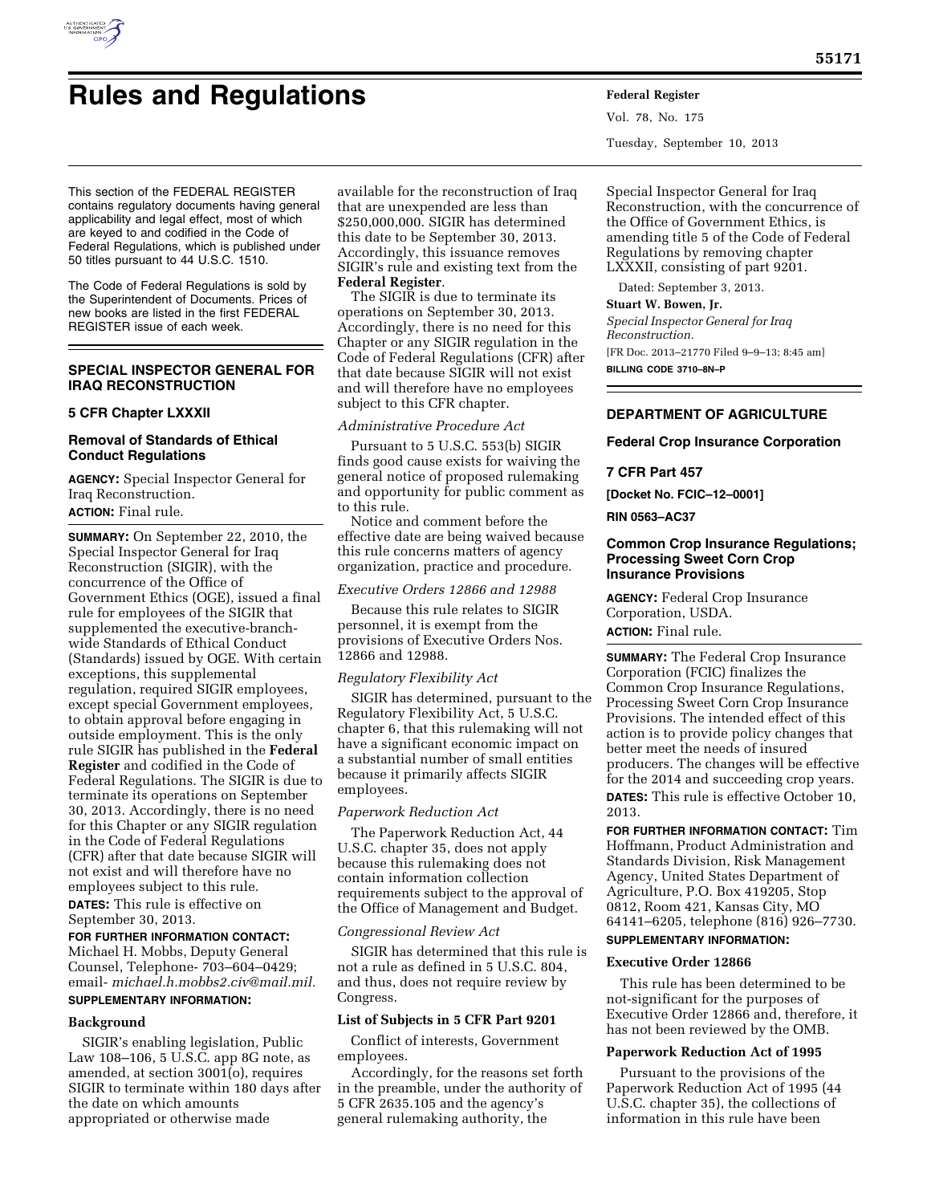# Rules and Regulations

This section of the FEDERAL REGISTER contains regulatory documents having general applicability and legal effect, most of which are keyed to and codified in the Code of Federal Regulations, which is published under 50 titles pursuant to 44 U.S.C. 1510.

The Code of Federal Regulations is sold by the Superintendent of Documents. Prices of new books are listed in the first FEDERAL REGISTER issue of each week.

## SPECIAL INSPECTOR GENERAL FOR IRAQ RECONSTRUCTION

### 5 CFR Chapter LXXXII

### Removal of Standards of Ethical Conduct Regulations

**AGENCY:** Special Inspector General for Iraq Reconstruction.

**ACTION:** Final rule.

**SUMMARY:** On September 22, 2010, the Special Inspector General for Iraq Reconstruction (SIGIR), with the concurrence of the Office of Government Ethics (OGE), issued a final rule for employees of the SIGIR that supplemented the executive-branch-wide Standards of Ethical Conduct (Standards) issued by OGE. With certain exceptions, this supplemental regulation, required SIGIR employees, except special Government employees, to obtain approval before engaging in outside employment. This is the only rule SIGIR has published in the **Federal Register** and codified in the Code of Federal Regulations. The SIGIR is due to terminate its operations on September 30, 2013. Accordingly, there is no need for this Chapter or any SIGIR regulation in the Code of Federal Regulations (CFR) after that date because SIGIR will not exist and will therefore have no employees subject to this rule.

**DATES:** This rule is effective on September 30, 2013.

**FOR FURTHER INFORMATION CONTACT:** Michael H. Mobbs, Deputy General Counsel, Telephone- 703–604–0429; email- *michael.h.mobbs2.civ@mail.mil.*

**SUPPLEMENTARY INFORMATION:**

**Background**

SIGIR's enabling legislation, Public Law 108–106, 5 U.S.C. app 8G note, as amended, at section 3001(o), requires SIGIR to terminate within 180 days after the date on which amounts appropriated or otherwise made available for the reconstruction of Iraq that are unexpended are less than $250,000,000. SIGIR has determined this date to be September 30, 2013. Accordingly, this issuance removes SIGIR's rule and existing text from the **Federal Register**.

The SIGIR is due to terminate its operations on September 30, 2013. Accordingly, there is no need for this Chapter or any SIGIR regulation in the Code of Federal Regulations (CFR) after that date because SIGIR will not exist and will therefore have no employees subject to this CFR chapter.

*Administrative Procedure Act*

Pursuant to 5 U.S.C. 553(b) SIGIR finds good cause exists for waiving the general notice of proposed rulemaking and opportunity for public comment as to this rule.

Notice and comment before the effective date are being waived because this rule concerns matters of agency organization, practice and procedure.

*Executive Orders 12866 and 12988*

Because this rule relates to SIGIR personnel, it is exempt from the provisions of Executive Orders Nos. 12866 and 12988.

*Regulatory Flexibility Act*

SIGIR has determined, pursuant to the Regulatory Flexibility Act, 5 U.S.C. chapter 6, that this rulemaking will not have a significant economic impact on a substantial number of small entities because it primarily affects SIGIR employees.

*Paperwork Reduction Act*

The Paperwork Reduction Act, 44 U.S.C. chapter 35, does not apply because this rulemaking does not contain information collection requirements subject to the approval of the Office of Management and Budget.

*Congressional Review Act*

SIGIR has determined that this rule is not a rule as defined in 5 U.S.C. 804, and thus, does not require review by Congress.

**List of Subjects in 5 CFR Part 9201**

Conflict of interests, Government employees.

Accordingly, for the reasons set forth in the preamble, under the authority of 5 CFR 2635.105 and the agency's general rulemaking authority, the Special Inspector General for Iraq Reconstruction, with the concurrence of the Office of Government Ethics, is amending title 5 of the Code of Federal Regulations by removing chapter LXXXII, consisting of part 9201.

Dated: September 3, 2013.

**Stuart W. Bowen, Jr.**

*Special Inspector General for Iraq Reconstruction.*

[FR Doc. 2013–21770 Filed 9–9–13; 8:45 am]

**BILLING CODE 3710–8N–P**

## DEPARTMENT OF AGRICULTURE

### Federal Crop Insurance Corporation

### 7 CFR Part 457

**[Docket No. FCIC–12–0001]**

**RIN 0563–AC37**

### Common Crop Insurance Regulations; Processing Sweet Corn Crop Insurance Provisions

**AGENCY:** Federal Crop Insurance Corporation, USDA.

**ACTION:** Final rule.

**SUMMARY:** The Federal Crop Insurance Corporation (FCIC) finalizes the Common Crop Insurance Regulations, Processing Sweet Corn Crop Insurance Provisions. The intended effect of this action is to provide policy changes that better meet the needs of insured producers. The changes will be effective for the 2014 and succeeding crop years.

**DATES:** This rule is effective October 10, 2013.

**FOR FURTHER INFORMATION CONTACT:** Tim Hoffmann, Product Administration and Standards Division, Risk Management Agency, United States Department of Agriculture, P.O. Box 419205, Stop 0812, Room 421, Kansas City, MO 64141–6205, telephone (816) 926–7730.

**SUPPLEMENTARY INFORMATION:**

**Executive Order 12866**

This rule has been determined to be not-significant for the purposes of Executive Order 12866 and, therefore, it has not been reviewed by the OMB.

**Paperwork Reduction Act of 1995**

Pursuant to the provisions of the Paperwork Reduction Act of 1995 (44 U.S.C. chapter 35), the collections of information in this rule have been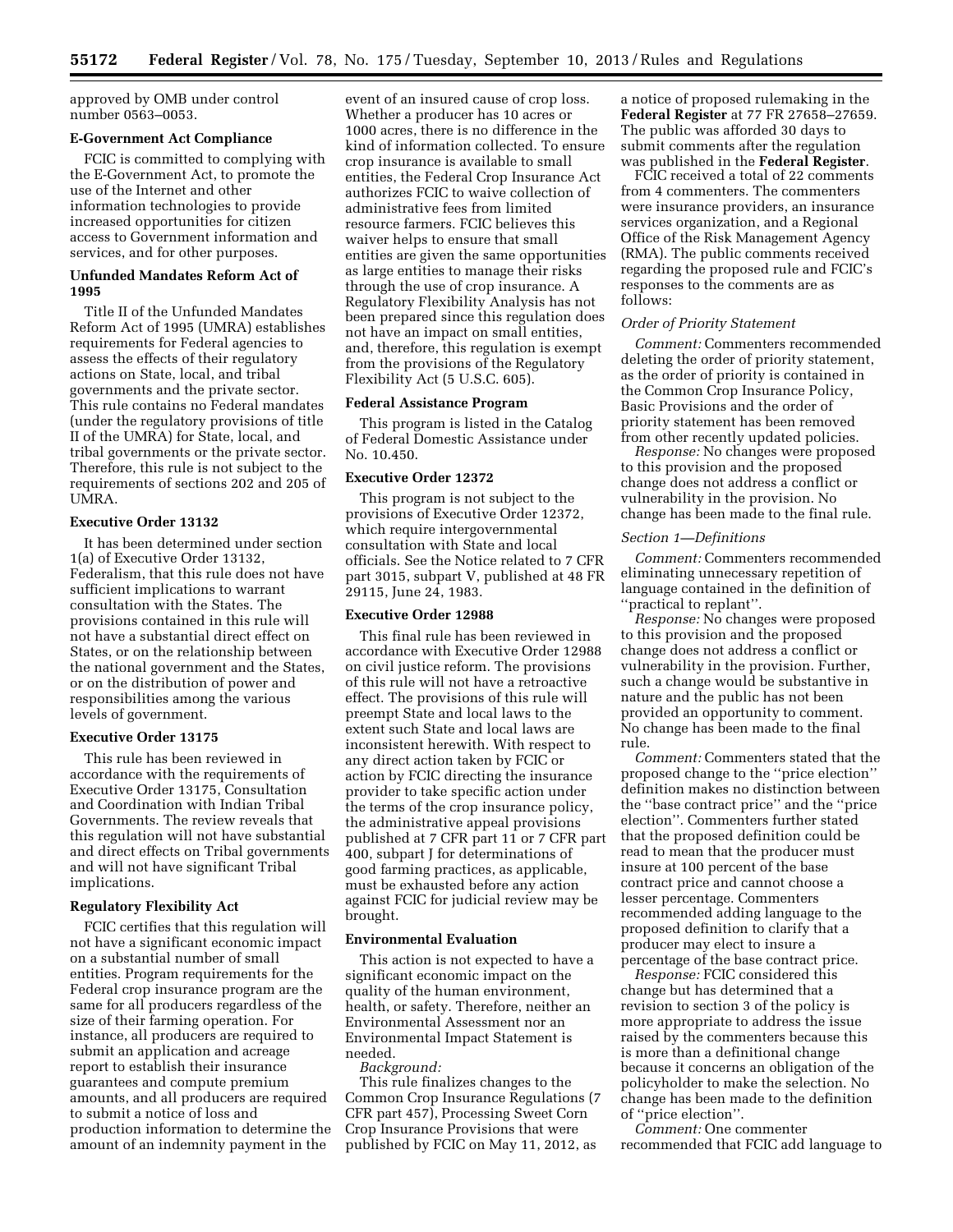approved by OMB under control number 0563–0053.

**E-Government Act Compliance**

FCIC is committed to complying with the E-Government Act, to promote the use of the Internet and other information technologies to provide increased opportunities for citizen access to Government information and services, and for other purposes.

**Unfunded Mandates Reform Act of 1995**

Title II of the Unfunded Mandates Reform Act of 1995 (UMRA) establishes requirements for Federal agencies to assess the effects of their regulatory actions on State, local, and tribal governments and the private sector. This rule contains no Federal mandates (under the regulatory provisions of title II of the UMRA) for State, local, and tribal governments or the private sector. Therefore, this rule is not subject to the requirements of sections 202 and 205 of UMRA.

**Executive Order 13132**

It has been determined under section 1(a) of Executive Order 13132, Federalism, that this rule does not have sufficient implications to warrant consultation with the States. The provisions contained in this rule will not have a substantial direct effect on States, or on the relationship between the national government and the States, or on the distribution of power and responsibilities among the various levels of government.

**Executive Order 13175**

This rule has been reviewed in accordance with the requirements of Executive Order 13175, Consultation and Coordination with Indian Tribal Governments. The review reveals that this regulation will not have substantial and direct effects on Tribal governments and will not have significant Tribal implications.

**Regulatory Flexibility Act**

FCIC certifies that this regulation will not have a significant economic impact on a substantial number of small entities. Program requirements for the Federal crop insurance program are the same for all producers regardless of the size of their farming operation. For instance, all producers are required to submit an application and acreage report to establish their insurance guarantees and compute premium amounts, and all producers are required to submit a notice of loss and production information to determine the amount of an indemnity payment in the event of an insured cause of crop loss. Whether a producer has 10 acres or 1000 acres, there is no difference in the kind of information collected. To ensure crop insurance is available to small entities, the Federal Crop Insurance Act authorizes FCIC to waive collection of administrative fees from limited resource farmers. FCIC believes this waiver helps to ensure that small entities are given the same opportunities as large entities to manage their risks through the use of crop insurance. A Regulatory Flexibility Analysis has not been prepared since this regulation does not have an impact on small entities, and, therefore, this regulation is exempt from the provisions of the Regulatory Flexibility Act (5 U.S.C. 605).

**Federal Assistance Program**

This program is listed in the Catalog of Federal Domestic Assistance under No. 10.450.

**Executive Order 12372**

This program is not subject to the provisions of Executive Order 12372, which require intergovernmental consultation with State and local officials. See the Notice related to 7 CFR part 3015, subpart V, published at 48 FR 29115, June 24, 1983.

**Executive Order 12988**

This final rule has been reviewed in accordance with Executive Order 12988 on civil justice reform. The provisions of this rule will not have a retroactive effect. The provisions of this rule will preempt State and local laws to the extent such State and local laws are inconsistent herewith. With respect to any direct action taken by FCIC or action by FCIC directing the insurance provider to take specific action under the terms of the crop insurance policy, the administrative appeal provisions published at 7 CFR part 11 or 7 CFR part 400, subpart J for determinations of good farming practices, as applicable, must be exhausted before any action against FCIC for judicial review may be brought.

**Environmental Evaluation**

This action is not expected to have a significant economic impact on the quality of the human environment, health, or safety. Therefore, neither an Environmental Assessment nor an Environmental Impact Statement is needed.

*Background:*

This rule finalizes changes to the Common Crop Insurance Regulations (7 CFR part 457), Processing Sweet Corn Crop Insurance Provisions that were published by FCIC on May 11, 2012, as a notice of proposed rulemaking in the **Federal Register** at 77 FR 27658–27659. The public was afforded 30 days to submit comments after the regulation was published in the **Federal Register**.

FCIC received a total of 22 comments from 4 commenters. The commenters were insurance providers, an insurance services organization, and a Regional Office of the Risk Management Agency (RMA). The public comments received regarding the proposed rule and FCIC's responses to the comments are as follows:

*Order of Priority Statement*

*Comment:* Commenters recommended deleting the order of priority statement, as the order of priority is contained in the Common Crop Insurance Policy, Basic Provisions and the order of priority statement has been removed from other recently updated policies.

*Response:* No changes were proposed to this provision and the proposed change does not address a conflict or vulnerability in the provision. No change has been made to the final rule.

*Section 1—Definitions*

*Comment:* Commenters recommended eliminating unnecessary repetition of language contained in the definition of ''practical to replant''.

*Response:* No changes were proposed to this provision and the proposed change does not address a conflict or vulnerability in the provision. Further, such a change would be substantive in nature and the public has not been provided an opportunity to comment. No change has been made to the final rule.

*Comment:* Commenters stated that the proposed change to the ''price election'' definition makes no distinction between the ''base contract price'' and the ''price election''. Commenters further stated that the proposed definition could be read to mean that the producer must insure at 100 percent of the base contract price and cannot choose a lesser percentage. Commenters recommended adding language to the proposed definition to clarify that a producer may elect to insure a percentage of the base contract price.

*Response:* FCIC considered this change but has determined that a revision to section 3 of the policy is more appropriate to address the issue raised by the commenters because this is more than a definitional change because it concerns an obligation of the policyholder to make the selection. No change has been made to the definition of ''price election''.

*Comment:* One commenter recommended that FCIC add language to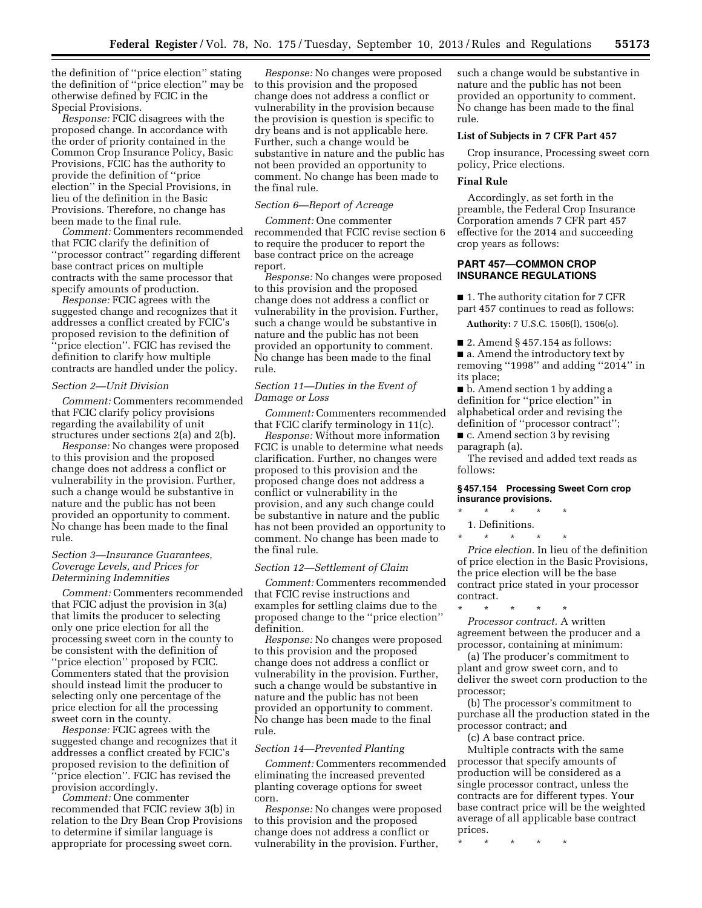the definition of ''price election'' stating the definition of ''price election'' may be otherwise defined by FCIC in the Special Provisions.

*Response:* FCIC disagrees with the proposed change. In accordance with the order of priority contained in the Common Crop Insurance Policy, Basic Provisions, FCIC has the authority to provide the definition of ''price election'' in the Special Provisions, in lieu of the definition in the Basic Provisions. Therefore, no change has been made to the final rule.

*Comment:* Commenters recommended that FCIC clarify the definition of ''processor contract'' regarding different base contract prices on multiple contracts with the same processor that specify amounts of production.

*Response:* FCIC agrees with the suggested change and recognizes that it addresses a conflict created by FCIC's proposed revision to the definition of ''price election''. FCIC has revised the definition to clarify how multiple contracts are handled under the policy.

*Section 2—Unit Division*

*Comment:* Commenters recommended that FCIC clarify policy provisions regarding the availability of unit structures under sections 2(a) and 2(b).

*Response:* No changes were proposed to this provision and the proposed change does not address a conflict or vulnerability in the provision. Further, such a change would be substantive in nature and the public has not been provided an opportunity to comment. No change has been made to the final rule.

*Section 3—Insurance Guarantees, Coverage Levels, and Prices for Determining Indemnities*

*Comment:* Commenters recommended that FCIC adjust the provision in 3(a) that limits the producer to selecting only one price election for all the processing sweet corn in the county to be consistent with the definition of ''price election'' proposed by FCIC. Commenters stated that the provision should instead limit the producer to selecting only one percentage of the price election for all the processing sweet corn in the county.

*Response:* FCIC agrees with the suggested change and recognizes that it addresses a conflict created by FCIC's proposed revision to the definition of ''price election''. FCIC has revised the provision accordingly.

*Comment:* One commenter recommended that FCIC review 3(b) in relation to the Dry Bean Crop Provisions to determine if similar language is appropriate for processing sweet corn.

*Response:* No changes were proposed to this provision and the proposed change does not address a conflict or vulnerability in the provision because the provision is question is specific to dry beans and is not applicable here. Further, such a change would be substantive in nature and the public has not been provided an opportunity to comment. No change has been made to the final rule.

*Section 6—Report of Acreage*

*Comment:* One commenter recommended that FCIC revise section 6 to require the producer to report the base contract price on the acreage report.

*Response:* No changes were proposed to this provision and the proposed change does not address a conflict or vulnerability in the provision. Further, such a change would be substantive in nature and the public has not been provided an opportunity to comment. No change has been made to the final rule.

*Section 11—Duties in the Event of Damage or Loss*

*Comment:* Commenters recommended that FCIC clarify terminology in 11(c).

*Response:* Without more information FCIC is unable to determine what needs clarification. Further, no changes were proposed to this provision and the proposed change does not address a conflict or vulnerability in the provision, and any such change could be substantive in nature and the public has not been provided an opportunity to comment. No change has been made to the final rule.

*Section 12—Settlement of Claim*

*Comment:* Commenters recommended that FCIC revise instructions and examples for settling claims due to the proposed change to the ''price election'' definition.

*Response:* No changes were proposed to this provision and the proposed change does not address a conflict or vulnerability in the provision. Further, such a change would be substantive in nature and the public has not been provided an opportunity to comment. No change has been made to the final rule.

*Section 14—Prevented Planting*

*Comment:* Commenters recommended eliminating the increased prevented planting coverage options for sweet corn.

*Response:* No changes were proposed to this provision and the proposed change does not address a conflict or vulnerability in the provision. Further, such a change would be substantive in nature and the public has not been provided an opportunity to comment. No change has been made to the final rule.

### List of Subjects in 7 CFR Part 457

Crop insurance, Processing sweet corn policy, Price elections.

### Final Rule

Accordingly, as set forth in the preamble, the Federal Crop Insurance Corporation amends 7 CFR part 457 effective for the 2014 and succeeding crop years as follows:

## PART 457—COMMON CROP INSURANCE REGULATIONS

■ 1. The authority citation for 7 CFR part 457 continues to read as follows:

**Authority:** 7 U.S.C. 1506(l), 1506(o).

■ 2. Amend § 457.154 as follows:

■ a. Amend the introductory text by removing ''1998'' and adding ''2014'' in its place;

■ b. Amend section 1 by adding a definition for ''price election'' in alphabetical order and revising the definition of ''processor contract'';

■ c. Amend section 3 by revising paragraph (a).

The revised and added text reads as follows:

#### § 457.154 Processing Sweet Corn crop insurance provisions.

\* \* \* \* \*

1. Definitions.

\* \* \* \* \*

*Price election.* In lieu of the definition of price election in the Basic Provisions, the price election will be the base contract price stated in your processor contract.

\* \* \* \* \*

*Processor contract.* A written agreement between the producer and a processor, containing at minimum:

(a) The producer's commitment to plant and grow sweet corn, and to deliver the sweet corn production to the processor;

(b) The processor's commitment to purchase all the production stated in the processor contract; and

(c) A base contract price.

Multiple contracts with the same processor that specify amounts of production will be considered as a single processor contract, unless the contracts are for different types. Your base contract price will be the weighted average of all applicable base contract prices.

\* \* \* \* \*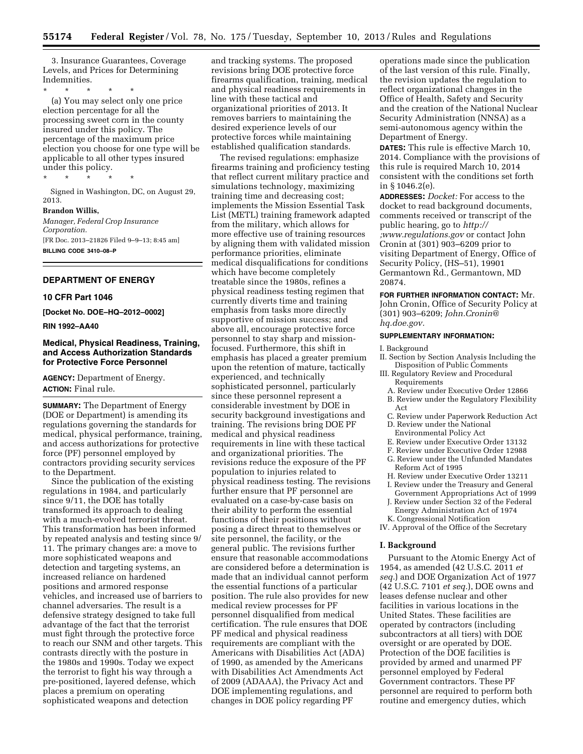3. Insurance Guarantees, Coverage Levels, and Prices for Determining Indemnities.

\* \* \* \* \*

(a) You may select only one price election percentage for all the processing sweet corn in the county insured under this policy. The percentage of the maximum price election you choose for one type will be applicable to all other types insured under this policy.

\* \* \* \* \*

Signed in Washington, DC, on August 29, 2013.

**Brandon Willis,**

*Manager, Federal Crop Insurance Corporation.*

[FR Doc. 2013–21826 Filed 9–9–13; 8:45 am]

**BILLING CODE 3410–08–P**

## DEPARTMENT OF ENERGY

### 10 CFR Part 1046

**[Docket No. DOE–HQ–2012–0002]**

**RIN 1992–AA40**

### Medical, Physical Readiness, Training, and Access Authorization Standards for Protective Force Personnel

**AGENCY:** Department of Energy.

**ACTION:** Final rule.

**SUMMARY:** The Department of Energy (DOE or Department) is amending its regulations governing the standards for medical, physical performance, training, and access authorizations for protective force (PF) personnel employed by contractors providing security services to the Department.

Since the publication of the existing regulations in 1984, and particularly since 9/11, the DOE has totally transformed its approach to dealing with a much-evolved terrorist threat. This transformation has been informed by repeated analysis and testing since 9/11. The primary changes are: a move to more sophisticated weapons and detection and targeting systems, an increased reliance on hardened positions and armored response vehicles, and increased use of barriers to channel adversaries. The result is a defensive strategy designed to take full advantage of the fact that the terrorist must fight through the protective force to reach our SNM and other targets. This contrasts directly with the posture in the 1980s and 1990s. Today we expect the terrorist to fight his way through a pre-positioned, layered defense, which places a premium on operating sophisticated weapons and detection and tracking systems. The proposed revisions bring DOE protective force firearms qualification, training, medical and physical readiness requirements in line with these tactical and organizational priorities of 2013. It removes barriers to maintaining the desired experience levels of our protective forces while maintaining established qualification standards.

The revised regulations: emphasize firearms training and proficiency testing that reflect current military practice and simulations technology, maximizing training time and decreasing cost; implements the Mission Essential Task List (METL) training framework adapted from the military, which allows for more effective use of training resources by aligning them with validated mission performance priorities, eliminate medical disqualifications for conditions which have become completely treatable since the 1980s, refines a physical readiness testing regimen that currently diverts time and training emphasis from tasks more directly supportive of mission success; and above all, encourage protective force personnel to stay sharp and mission-focused. Furthermore, this shift in emphasis has placed a greater premium upon the retention of mature, tactically experienced, and technically sophisticated personnel, particularly since these personnel represent a considerable investment by DOE in security background investigations and training. The revisions bring DOE PF medical and physical readiness requirements in line with these tactical and organizational priorities. The revisions reduce the exposure of the PF population to injuries related to physical readiness testing. The revisions further ensure that PF personnel are evaluated on a case-by-case basis on their ability to perform the essential functions of their positions without posing a direct threat to themselves or site personnel, the facility, or the general public. The revisions further ensure that reasonable accommodations are considered before a determination is made that an individual cannot perform the essential functions of a particular position. The rule also provides for new medical review processes for PF personnel disqualified from medical certification. The rule ensures that DOE PF medical and physical readiness requirements are compliant with the Americans with Disabilities Act (ADA) of 1990, as amended by the Americans with Disabilities Act Amendments Act of 2009 (ADAAA), the Privacy Act and DOE implementing regulations, and changes in DOE policy regarding PF operations made since the publication of the last version of this rule. Finally, the revision updates the regulation to reflect organizational changes in the Office of Health, Safety and Security and the creation of the National Nuclear Security Administration (NNSA) as a semi-autonomous agency within the Department of Energy.

**DATES:** This rule is effective March 10, 2014. Compliance with the provisions of this rule is required March 10, 2014 consistent with the conditions set forth in § 1046.2(e).

**ADDRESSES:** *Docket:* For access to the docket to read background documents, comments received or transcript of the public hearing, go to *http://;www.regulations.gov* or contact John Cronin at (301) 903–6209 prior to visiting Department of Energy, Office of Security Policy, (HS–51), 19901 Germantown Rd., Germantown, MD 20874.

**FOR FURTHER INFORMATION CONTACT:** Mr. John Cronin, Office of Security Policy at (301) 903–6209; *John.Cronin@hq.doe.gov.*

**SUPPLEMENTARY INFORMATION:**

I. Background
II. Section by Section Analysis Including the Disposition of Public Comments
III. Regulatory Review and Procedural Requirements
  A. Review under Executive Order 12866
  B. Review under the Regulatory Flexibility Act
  C. Review under Paperwork Reduction Act
  D. Review under the National Environmental Policy Act
  E. Review under Executive Order 13132
  F. Review under Executive Order 12988
  G. Review under the Unfunded Mandates Reform Act of 1995
  H. Review under Executive Order 13211
  I. Review under the Treasury and General Government Appropriations Act of 1999
  J. Review under Section 32 of the Federal Energy Administration Act of 1974
  K. Congressional Notification
IV. Approval of the Office of the Secretary

### I. Background

Pursuant to the Atomic Energy Act of 1954, as amended (42 U.S.C. 2011 *et seq.*) and DOE Organization Act of 1977 (42 U.S.C. 7101 *et seq.*), DOE owns and leases defense nuclear and other facilities in various locations in the United States. These facilities are operated by contractors (including subcontractors at all tiers) with DOE oversight or are operated by DOE. Protection of the DOE facilities is provided by armed and unarmed PF personnel employed by Federal Government contractors. These PF personnel are required to perform both routine and emergency duties, which